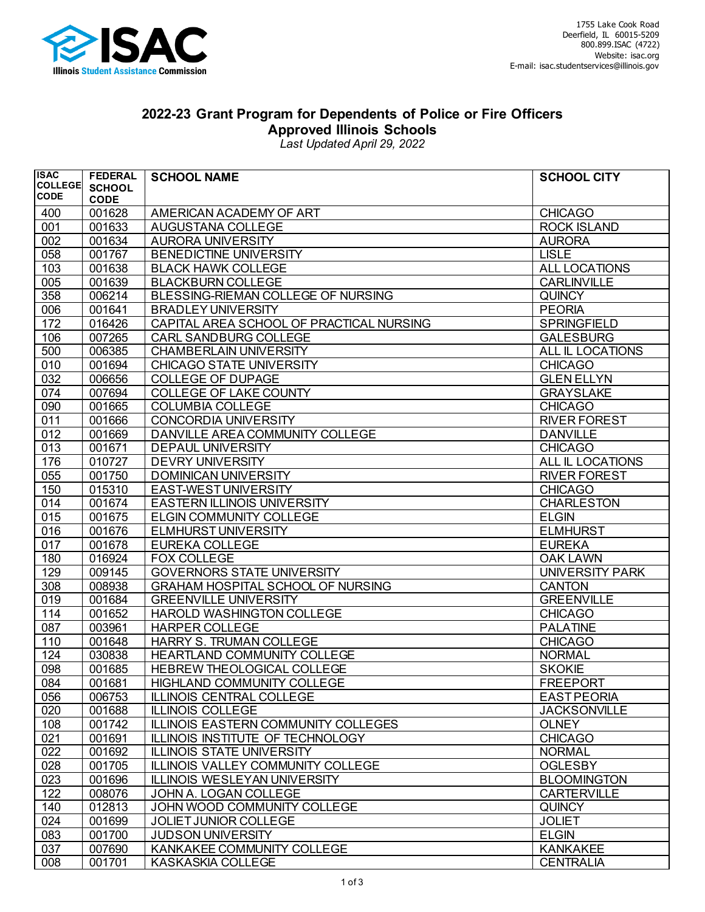1755 Lake Cook Road
Deerfield, IL 60015-5209
800.899.ISAC (4722)
Website: isac.org
E-mail: isac.studentservices@illinois.gov

# 2022-23 Grant Program for Dependents of Police or Fire Officers
## Approved Illinois Schools

*Last Updated April 29, 2022*

| ISAC COLLEGE CODE | FEDERAL SCHOOL CODE | SCHOOL NAME | SCHOOL CITY |
|---|---|---|---|
| 400 | 001628 | AMERICAN ACADEMY OF ART | CHICAGO |
| 001 | 001633 | AUGUSTANA COLLEGE | ROCK ISLAND |
| 002 | 001634 | AURORA UNIVERSITY | AURORA |
| 058 | 001767 | BENEDICTINE UNIVERSITY | LISLE |
| 103 | 001638 | BLACK HAWK COLLEGE | ALL LOCATIONS |
| 005 | 001639 | BLACKBURN COLLEGE | CARLINVILLE |
| 358 | 006214 | BLESSING-RIEMAN COLLEGE OF NURSING | QUINCY |
| 006 | 001641 | BRADLEY UNIVERSITY | PEORIA |
| 172 | 016426 | CAPITAL AREA SCHOOL OF PRACTICAL NURSING | SPRINGFIELD |
| 106 | 007265 | CARL SANDBURG COLLEGE | GALESBURG |
| 500 | 006385 | CHAMBERLAIN UNIVERSITY | ALL IL LOCATIONS |
| 010 | 001694 | CHICAGO STATE UNIVERSITY | CHICAGO |
| 032 | 006656 | COLLEGE OF DUPAGE | GLEN ELLYN |
| 074 | 007694 | COLLEGE OF LAKE COUNTY | GRAYSLAKE |
| 090 | 001665 | COLUMBIA COLLEGE | CHICAGO |
| 011 | 001666 | CONCORDIA UNIVERSITY | RIVER FOREST |
| 012 | 001669 | DANVILLE AREA COMMUNITY COLLEGE | DANVILLE |
| 013 | 001671 | DEPAUL UNIVERSITY | CHICAGO |
| 176 | 010727 | DEVRY UNIVERSITY | ALL IL LOCATIONS |
| 055 | 001750 | DOMINICAN UNIVERSITY | RIVER FOREST |
| 150 | 015310 | EAST-WEST UNIVERSITY | CHICAGO |
| 014 | 001674 | EASTERN ILLINOIS UNIVERSITY | CHARLESTON |
| 015 | 001675 | ELGIN COMMUNITY COLLEGE | ELGIN |
| 016 | 001676 | ELMHURST UNIVERSITY | ELMHURST |
| 017 | 001678 | EUREKA COLLEGE | EUREKA |
| 180 | 016924 | FOX COLLEGE | OAK LAWN |
| 129 | 009145 | GOVERNORS STATE UNIVERSITY | UNIVERSITY PARK |
| 308 | 008938 | GRAHAM HOSPITAL SCHOOL OF NURSING | CANTON |
| 019 | 001684 | GREENVILLE UNIVERSITY | GREENVILLE |
| 114 | 001652 | HAROLD WASHINGTON COLLEGE | CHICAGO |
| 087 | 003961 | HARPER COLLEGE | PALATINE |
| 110 | 001648 | HARRY S. TRUMAN COLLEGE | CHICAGO |
| 124 | 030838 | HEARTLAND COMMUNITY COLLEGE | NORMAL |
| 098 | 001685 | HEBREW THEOLOGICAL COLLEGE | SKOKIE |
| 084 | 001681 | HIGHLAND COMMUNITY COLLEGE | FREEPORT |
| 056 | 006753 | ILLINOIS CENTRAL COLLEGE | EAST PEORIA |
| 020 | 001688 | ILLINOIS COLLEGE | JACKSONVILLE |
| 108 | 001742 | ILLINOIS EASTERN COMMUNITY COLLEGES | OLNEY |
| 021 | 001691 | ILLINOIS INSTITUTE OF TECHNOLOGY | CHICAGO |
| 022 | 001692 | ILLINOIS STATE UNIVERSITY | NORMAL |
| 028 | 001705 | ILLINOIS VALLEY COMMUNITY COLLEGE | OGLESBY |
| 023 | 001696 | ILLINOIS WESLEYAN UNIVERSITY | BLOOMINGTON |
| 122 | 008076 | JOHN A. LOGAN COLLEGE | CARTERVILLE |
| 140 | 012813 | JOHN WOOD COMMUNITY COLLEGE | QUINCY |
| 024 | 001699 | JOLIET JUNIOR COLLEGE | JOLIET |
| 083 | 001700 | JUDSON UNIVERSITY | ELGIN |
| 037 | 007690 | KANKAKEE COMMUNITY COLLEGE | KANKAKEE |
| 008 | 001701 | KASKASKIA COLLEGE | CENTRALIA |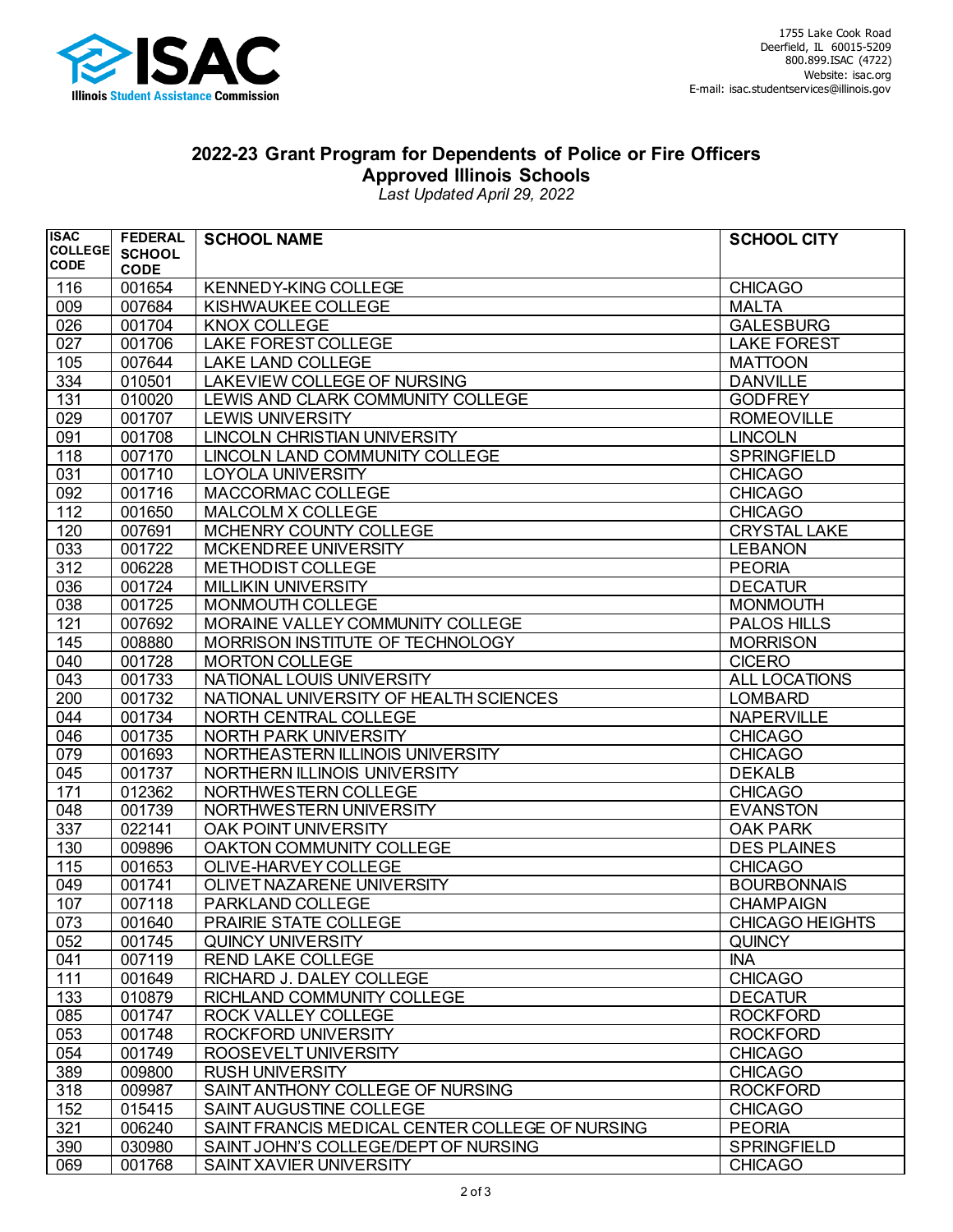## 2022-23 Grant Program for Dependents of Police or Fire Officers
## Approved Illinois Schools

*Last Updated April 29, 2022*

| ISAC COLLEGE CODE | FEDERAL SCHOOL CODE | SCHOOL NAME | SCHOOL CITY |
|---|---|---|---|
| 116 | 001654 | KENNEDY-KING COLLEGE | CHICAGO |
| 009 | 007684 | KISHWAUKEE COLLEGE | MALTA |
| 026 | 001704 | KNOX COLLEGE | GALESBURG |
| 027 | 001706 | LAKE FOREST COLLEGE | LAKE FOREST |
| 105 | 007644 | LAKE LAND COLLEGE | MATTOON |
| 334 | 010501 | LAKEVIEW COLLEGE OF NURSING | DANVILLE |
| 131 | 010020 | LEWIS AND CLARK COMMUNITY COLLEGE | GODFREY |
| 029 | 001707 | LEWIS UNIVERSITY | ROMEOVILLE |
| 091 | 001708 | LINCOLN CHRISTIAN UNIVERSITY | LINCOLN |
| 118 | 007170 | LINCOLN LAND COMMUNITY COLLEGE | SPRINGFIELD |
| 031 | 001710 | LOYOLA UNIVERSITY | CHICAGO |
| 092 | 001716 | MACCORMAC COLLEGE | CHICAGO |
| 112 | 001650 | MALCOLM X COLLEGE | CHICAGO |
| 120 | 007691 | MCHENRY COUNTY COLLEGE | CRYSTAL LAKE |
| 033 | 001722 | MCKENDREE UNIVERSITY | LEBANON |
| 312 | 006228 | METHODIST COLLEGE | PEORIA |
| 036 | 001724 | MILLIKIN UNIVERSITY | DECATUR |
| 038 | 001725 | MONMOUTH COLLEGE | MONMOUTH |
| 121 | 007692 | MORAINE VALLEY COMMUNITY COLLEGE | PALOS HILLS |
| 145 | 008880 | MORRISON INSTITUTE OF TECHNOLOGY | MORRISON |
| 040 | 001728 | MORTON COLLEGE | CICERO |
| 043 | 001733 | NATIONAL LOUIS UNIVERSITY | ALL LOCATIONS |
| 200 | 001732 | NATIONAL UNIVERSITY OF HEALTH SCIENCES | LOMBARD |
| 044 | 001734 | NORTH CENTRAL COLLEGE | NAPERVILLE |
| 046 | 001735 | NORTH PARK UNIVERSITY | CHICAGO |
| 079 | 001693 | NORTHEASTERN ILLINOIS UNIVERSITY | CHICAGO |
| 045 | 001737 | NORTHERN ILLINOIS UNIVERSITY | DEKALB |
| 171 | 012362 | NORTHWESTERN COLLEGE | CHICAGO |
| 048 | 001739 | NORTHWESTERN UNIVERSITY | EVANSTON |
| 337 | 022141 | OAK POINT UNIVERSITY | OAK PARK |
| 130 | 009896 | OAKTON COMMUNITY COLLEGE | DES PLAINES |
| 115 | 001653 | OLIVE-HARVEY COLLEGE | CHICAGO |
| 049 | 001741 | OLIVET NAZARENE UNIVERSITY | BOURBONNAIS |
| 107 | 007118 | PARKLAND COLLEGE | CHAMPAIGN |
| 073 | 001640 | PRAIRIE STATE COLLEGE | CHICAGO HEIGHTS |
| 052 | 001745 | QUINCY UNIVERSITY | QUINCY |
| 041 | 007119 | REND LAKE COLLEGE | INA |
| 111 | 001649 | RICHARD J. DALEY COLLEGE | CHICAGO |
| 133 | 010879 | RICHLAND COMMUNITY COLLEGE | DECATUR |
| 085 | 001747 | ROCK VALLEY COLLEGE | ROCKFORD |
| 053 | 001748 | ROCKFORD UNIVERSITY | ROCKFORD |
| 054 | 001749 | ROOSEVELT UNIVERSITY | CHICAGO |
| 389 | 009800 | RUSH UNIVERSITY | CHICAGO |
| 318 | 009987 | SAINT ANTHONY COLLEGE OF NURSING | ROCKFORD |
| 152 | 015415 | SAINT AUGUSTINE COLLEGE | CHICAGO |
| 321 | 006240 | SAINT FRANCIS MEDICAL CENTER COLLEGE OF NURSING | PEORIA |
| 390 | 030980 | SAINT JOHN'S COLLEGE/DEPT OF NURSING | SPRINGFIELD |
| 069 | 001768 | SAINT XAVIER UNIVERSITY | CHICAGO |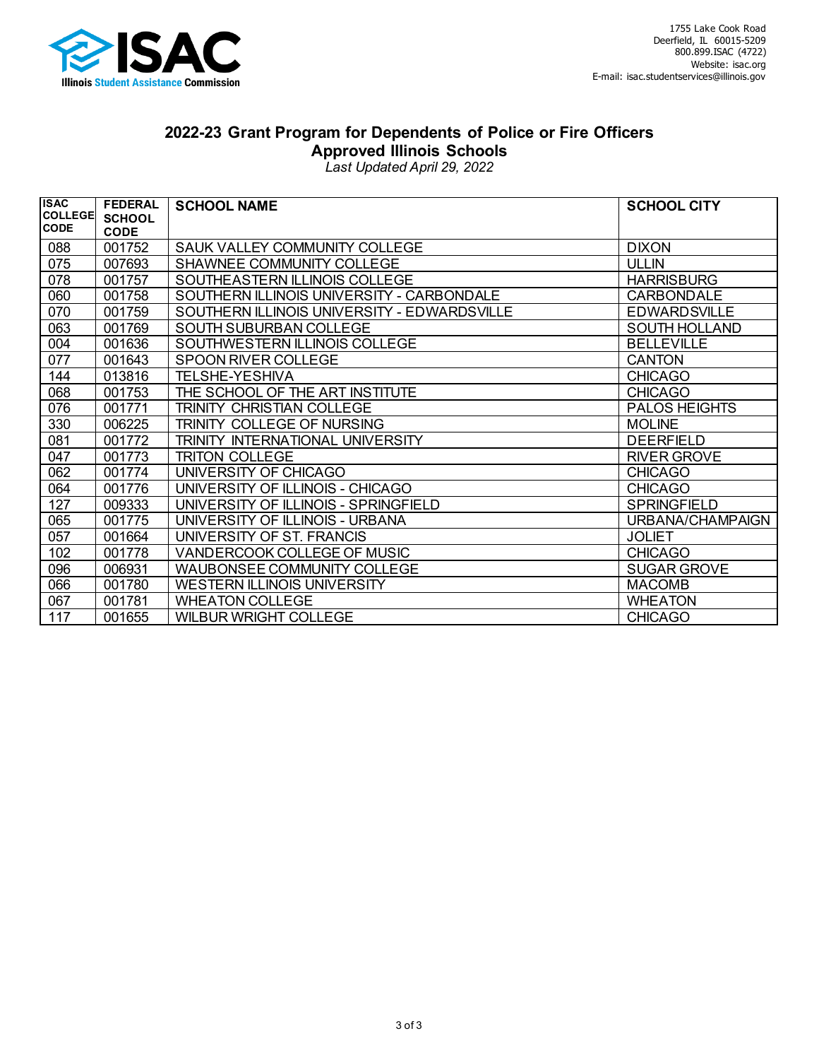ISAC Illinois Student Assistance Commission

1755 Lake Cook Road
Deerfield, IL 60015-5209
800.899.ISAC (4722)
Website: isac.org
E-mail: isac.studentservices@illinois.gov

## 2022-23 Grant Program for Dependents of Police or Fire Officers
## Approved Illinois Schools

*Last Updated April 29, 2022*

| ISAC COLLEGE CODE | FEDERAL SCHOOL CODE | SCHOOL NAME | SCHOOL CITY |
|---|---|---|---|
| 088 | 001752 | SAUK VALLEY COMMUNITY COLLEGE | DIXON |
| 075 | 007693 | SHAWNEE COMMUNITY COLLEGE | ULLIN |
| 078 | 001757 | SOUTHEASTERN ILLINOIS COLLEGE | HARRISBURG |
| 060 | 001758 | SOUTHERN ILLINOIS UNIVERSITY - CARBONDALE | CARBONDALE |
| 070 | 001759 | SOUTHERN ILLINOIS UNIVERSITY - EDWARDSVILLE | EDWARDSVILLE |
| 063 | 001769 | SOUTH SUBURBAN COLLEGE | SOUTH HOLLAND |
| 004 | 001636 | SOUTHWESTERN ILLINOIS COLLEGE | BELLEVILLE |
| 077 | 001643 | SPOON RIVER COLLEGE | CANTON |
| 144 | 013816 | TELSHE-YESHIVA | CHICAGO |
| 068 | 001753 | THE SCHOOL OF THE ART INSTITUTE | CHICAGO |
| 076 | 001771 | TRINITY CHRISTIAN COLLEGE | PALOS HEIGHTS |
| 330 | 006225 | TRINITY COLLEGE OF NURSING | MOLINE |
| 081 | 001772 | TRINITY INTERNATIONAL UNIVERSITY | DEERFIELD |
| 047 | 001773 | TRITON COLLEGE | RIVER GROVE |
| 062 | 001774 | UNIVERSITY OF CHICAGO | CHICAGO |
| 064 | 001776 | UNIVERSITY OF ILLINOIS - CHICAGO | CHICAGO |
| 127 | 009333 | UNIVERSITY OF ILLINOIS - SPRINGFIELD | SPRINGFIELD |
| 065 | 001775 | UNIVERSITY OF ILLINOIS - URBANA | URBANA/CHAMPAIGN |
| 057 | 001664 | UNIVERSITY OF ST. FRANCIS | JOLIET |
| 102 | 001778 | VANDERCOOK COLLEGE OF MUSIC | CHICAGO |
| 096 | 006931 | WAUBONSEE COMMUNITY COLLEGE | SUGAR GROVE |
| 066 | 001780 | WESTERN ILLINOIS UNIVERSITY | MACOMB |
| 067 | 001781 | WHEATON COLLEGE | WHEATON |
| 117 | 001655 | WILBUR WRIGHT COLLEGE | CHICAGO |